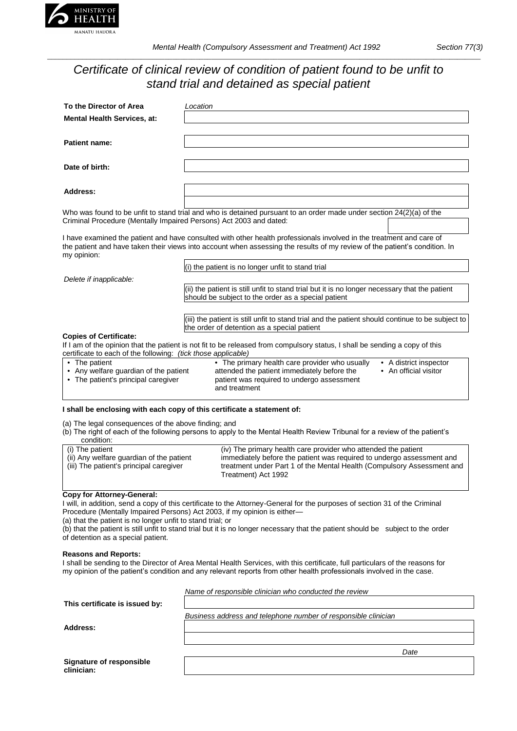MINISTRY OF HEALTH
MANATU HAUORA

*Mental Health (Compulsory Assessment and Treatment) Act 1992* *Section 77(3)*

# *Certificate of clinical review of condition of patient found to be unfit to stand trial and detained as special patient*

| | |
|---|---|
| **To the Director of Area Mental Health Services, at:** | *Location* |
| **Patient name:** | |
| **Date of birth:** | |
| **Address:** | |

Who was found to be unfit to stand trial and who is detained pursuant to an order made under section 24(2)(a) of the Criminal Procedure (Mentally Impaired Persons) Act 2003 and dated:

I have examined the patient and have consulted with other health professionals involved in the treatment and care of the patient and have taken their views into account when assessing the results of my review of the patient's condition. In my opinion:

*Delete if inapplicable:*

(i) the patient is no longer unfit to stand trial

(ii) the patient is still unfit to stand trial but it is no longer necessary that the patient should be subject to the order as a special patient

(iii) the patient is still unfit to stand trial and the patient should continue to be subject to the order of detention as a special patient

**Copies of Certificate:**

If I am of the opinion that the patient is not fit to be released from compulsory status, I shall be sending a copy of this certificate to each of the following: *(tick those applicable)*

- The patient
- Any welfare guardian of the patient
- The patient's principal caregiver
- The primary health care provider who usually attended the patient immediately before the patient was required to undergo assessment and treatment
- A district inspector
- An official visitor

**I shall be enclosing with each copy of this certificate a statement of:**

(a) The legal consequences of the above finding; and

(b) The right of each of the following persons to apply to the Mental Health Review Tribunal for a review of the patient's condition:

(i) The patient
(ii) Any welfare guardian of the patient
(iii) The patient's principal caregiver
(iv) The primary health care provider who attended the patient immediately before the patient was required to undergo assessment and treatment under Part 1 of the Mental Health (Compulsory Assessment and Treatment) Act 1992

**Copy for Attorney-General:**

I will, in addition, send a copy of this certificate to the Attorney-General for the purposes of section 31 of the Criminal Procedure (Mentally Impaired Persons) Act 2003, if my opinion is either—

(a) that the patient is no longer unfit to stand trial; or

(b) that the patient is still unfit to stand trial but it is no longer necessary that the patient should be subject to the order of detention as a special patient.

**Reasons and Reports:**

I shall be sending to the Director of Area Mental Health Services, with this certificate, full particulars of the reasons for my opinion of the patient's condition and any relevant reports from other health professionals involved in the case.

| | |
|---|---|
| **This certificate is issued by:** | *Name of responsible clinician who conducted the review* |
| **Address:** | *Business address and telephone number of responsible clinician* |
| **Signature of responsible clinician:** | *Date* |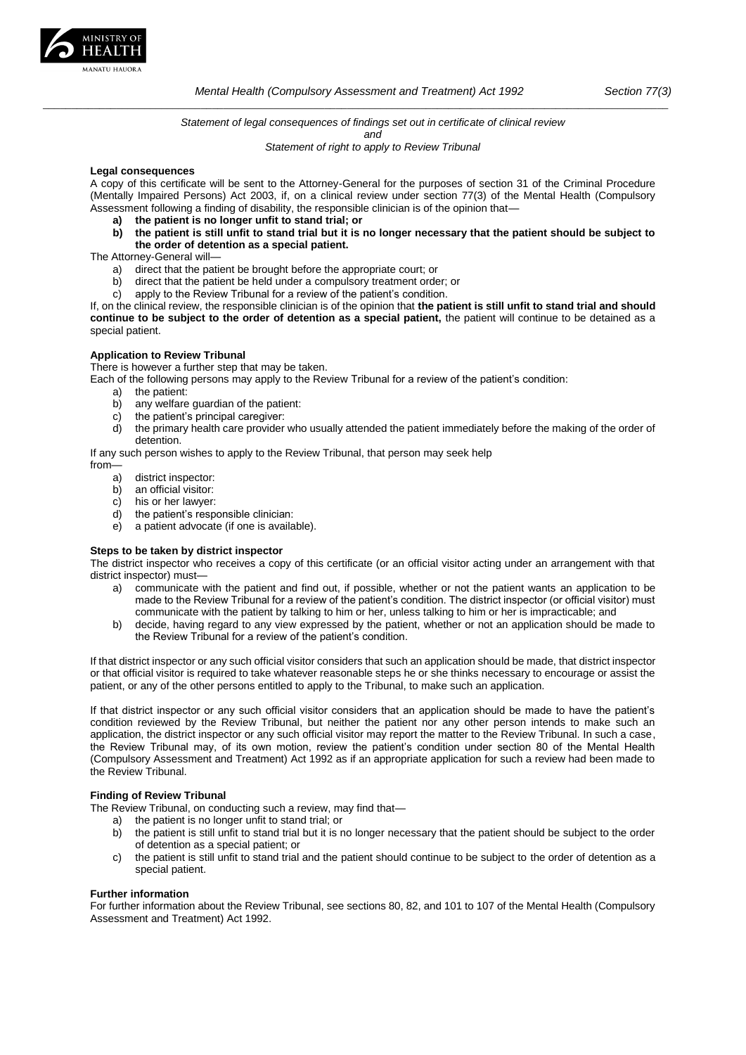*Statement of legal consequences of findings set out in certificate of clinical review*

*and*

*Statement of right to apply to Review Tribunal*

**Legal consequences**

A copy of this certificate will be sent to the Attorney-General for the purposes of section 31 of the Criminal Procedure (Mentally Impaired Persons) Act 2003, if, on a clinical review under section 77(3) of the Mental Health (Compulsory Assessment following a finding of disability, the responsible clinician is of the opinion that—

a) **the patient is no longer unfit to stand trial; or**
b) **the patient is still unfit to stand trial but it is no longer necessary that the patient should be subject to the order of detention as a special patient.**

The Attorney-General will—

a) direct that the patient be brought before the appropriate court; or
b) direct that the patient be held under a compulsory treatment order; or
c) apply to the Review Tribunal for a review of the patient's condition.

If, on the clinical review, the responsible clinician is of the opinion that **the patient is still unfit to stand trial and should continue to be subject to the order of detention as a special patient,** the patient will continue to be detained as a special patient.

**Application to Review Tribunal**

There is however a further step that may be taken.

Each of the following persons may apply to the Review Tribunal for a review of the patient's condition:

a) the patient:
b) any welfare guardian of the patient:
c) the patient's principal caregiver:
d) the primary health care provider who usually attended the patient immediately before the making of the order of detention.

If any such person wishes to apply to the Review Tribunal, that person may seek help from—

a) district inspector:
b) an official visitor:
c) his or her lawyer:
d) the patient's responsible clinician:
e) a patient advocate (if one is available).

**Steps to be taken by district inspector**

The district inspector who receives a copy of this certificate (or an official visitor acting under an arrangement with that district inspector) must—

a) communicate with the patient and find out, if possible, whether or not the patient wants an application to be made to the Review Tribunal for a review of the patient's condition. The district inspector (or official visitor) must communicate with the patient by talking to him or her, unless talking to him or her is impracticable; and
b) decide, having regard to any view expressed by the patient, whether or not an application should be made to the Review Tribunal for a review of the patient's condition.

If that district inspector or any such official visitor considers that such an application should be made, that district inspector or that official visitor is required to take whatever reasonable steps he or she thinks necessary to encourage or assist the patient, or any of the other persons entitled to apply to the Tribunal, to make such an application.

If that district inspector or any such official visitor considers that an application should be made to have the patient's condition reviewed by the Review Tribunal, but neither the patient nor any other person intends to make such an application, the district inspector or any such official visitor may report the matter to the Review Tribunal. In such a case, the Review Tribunal may, of its own motion, review the patient's condition under section 80 of the Mental Health (Compulsory Assessment and Treatment) Act 1992 as if an appropriate application for such a review had been made to the Review Tribunal.

**Finding of Review Tribunal**

The Review Tribunal, on conducting such a review, may find that—

a) the patient is no longer unfit to stand trial; or
b) the patient is still unfit to stand trial but it is no longer necessary that the patient should be subject to the order of detention as a special patient; or
c) the patient is still unfit to stand trial and the patient should continue to be subject to the order of detention as a special patient.

**Further information**

For further information about the Review Tribunal, see sections 80, 82, and 101 to 107 of the Mental Health (Compulsory Assessment and Treatment) Act 1992.